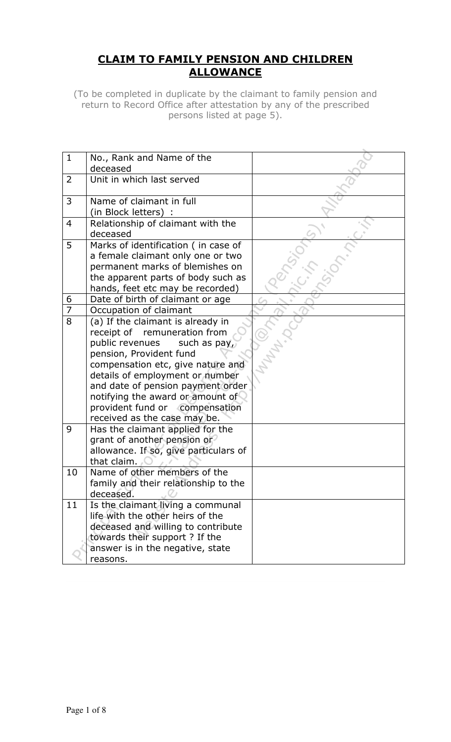# CLAIM TO FAMILY PENSION AND CHILDREN ALLOWANCE

(To be completed in duplicate by the claimant to family pension and return to Record Office after attestation by any of the prescribed persons listed at page 5).

| | | |
|---|---|---|
| 1 | No., Rank and Name of the deceased | |
| 2 | Unit in which last served | |
| 3 | Name of claimant in full (in Block letters) : | |
| 4 | Relationship of claimant with the deceased | |
| 5 | Marks of identification ( in case of a female claimant only one or two permanent marks of blemishes on the apparent parts of body such as hands, feet etc may be recorded) | |
| 6 | Date of birth of claimant or age | |
| 7 | Occupation of claimant | |
| 8 | (a) If the claimant is already in receipt of remuneration from public revenues such as pay, pension, Provident fund compensation etc, give nature and details of employment or number and date of pension payment order notifying the award or amount of provident fund or compensation received as the case may be. | |
| 9 | Has the claimant applied for the grant of another pension or allowance. If so, give particulars of that claim. | |
| 10 | Name of other members of the family and their relationship to the deceased. | |
| 11 | Is the claimant living a communal life with the other heirs of the deceased and willing to contribute towards their support ? If the answer is in the negative, state reasons. | |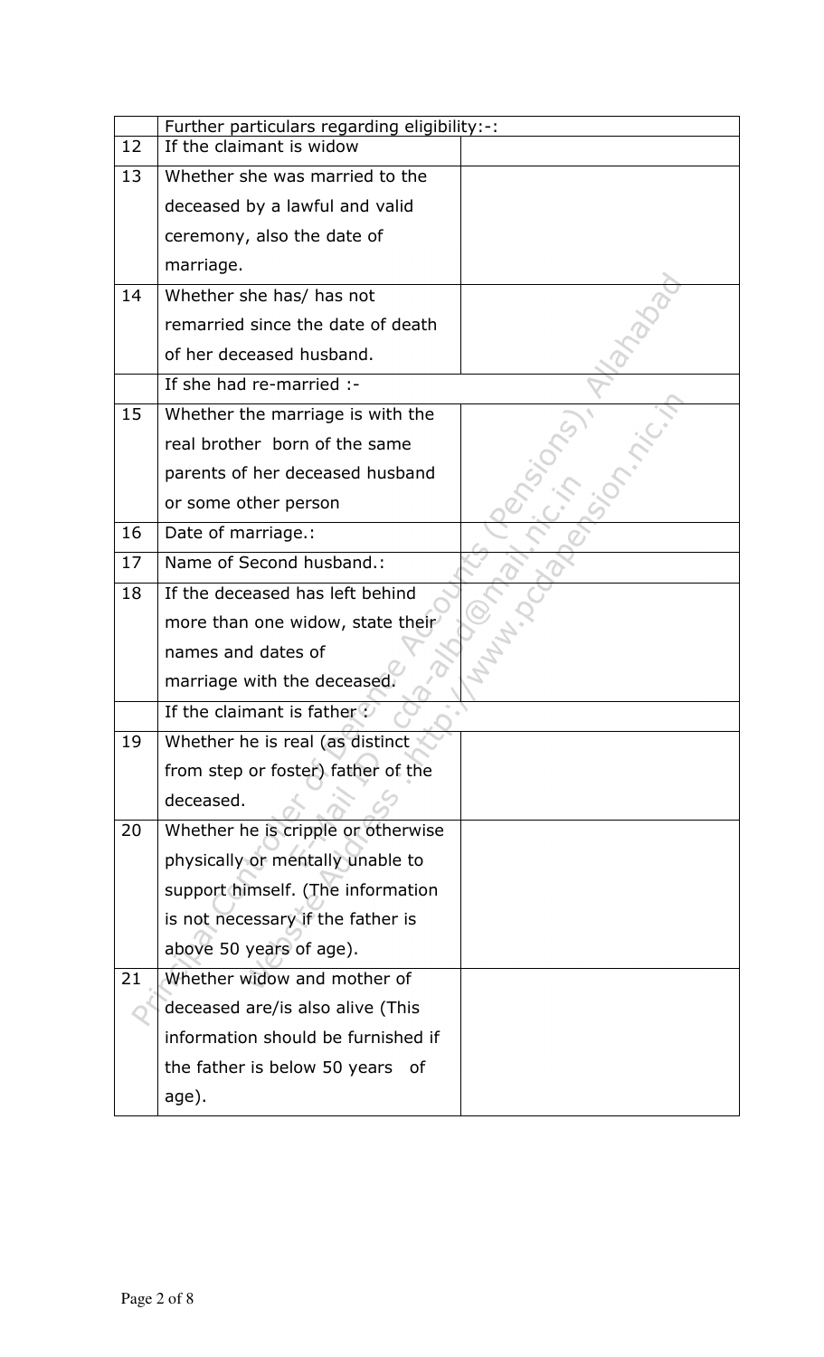|    | Further particulars regarding eligibility:-: |  |
|---|---|---|
| 12 | If the claimant is widow |  |
| 13 | Whether she was married to the deceased by a lawful and valid ceremony, also the date of marriage. |  |
| 14 | Whether she has/ has not remarried since the date of death of her deceased husband. |  |
|    | If she had re-married :- |  |
| 15 | Whether the marriage is with the real brother born of the same parents of her deceased husband or some other person |  |
| 16 | Date of marriage.: |  |
| 17 | Name of Second husband.: |  |
| 18 | If the deceased has left behind more than one widow, state their names and dates of marriage with the deceased. |  |
|    | If the claimant is father : |  |
| 19 | Whether he is real (as distinct from step or foster) father of the deceased. |  |
| 20 | Whether he is cripple or otherwise physically or mentally unable to support himself. (The information is not necessary if the father is above 50 years of age). |  |
| 21 | Whether widow and mother of deceased are/is also alive (This information should be furnished if the father is below 50 years of age). |  |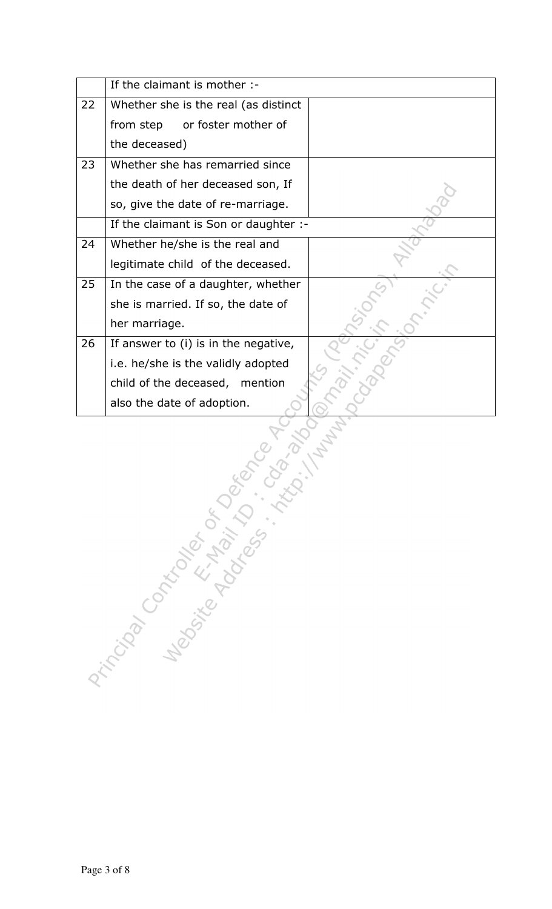| | | |
|---|---|---|
| | If the claimant is mother :- | |
| 22 | Whether she is the real (as distinct from step or foster mother of the deceased) | |
| 23 | Whether she has remarried since the death of her deceased son, If so, give the date of re-marriage. | |
| | If the claimant is Son or daughter :- | |
| 24 | Whether he/she is the real and legitimate child of the deceased. | |
| 25 | In the case of a daughter, whether she is married. If so, the date of her marriage. | |
| 26 | If answer to (i) is in the negative, i.e. he/she is the validly adopted child of the deceased, mention also the date of adoption. | |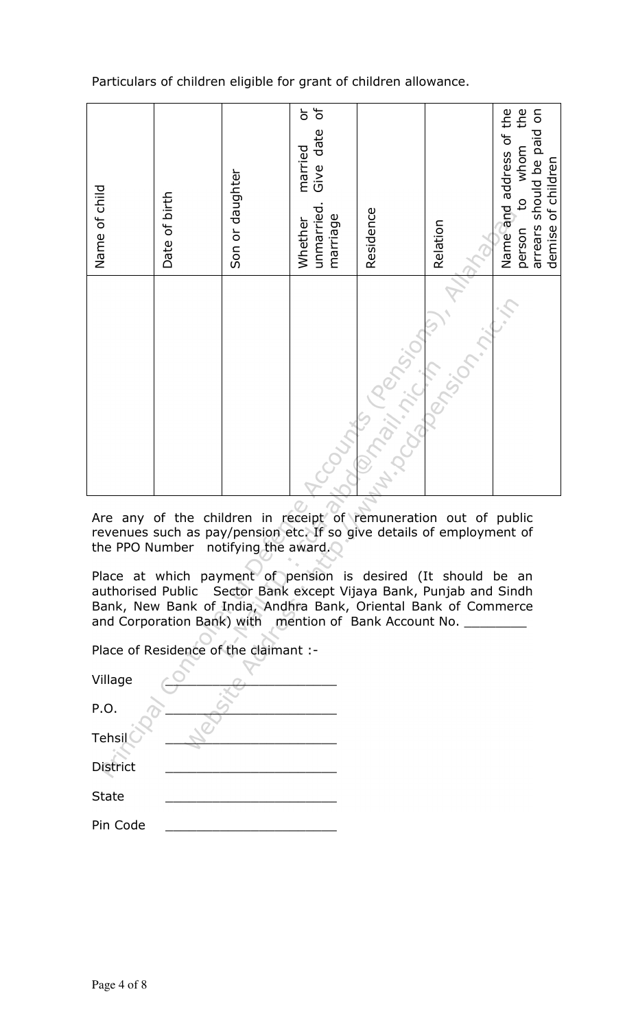Particulars of children eligible for grant of children allowance.

| Name of child | Date of birth | Son or daughter | Whether married or unmarried. Give date of marriage | Residence | Relation | Name and address of the person to whom the arrears should be paid on demise of children |
|---|---|---|---|---|---|---|
| | | | | | | |

Are any of the children in receipt of remuneration out of public revenues such as pay/pension etc. If so give details of employment of the PPO Number notifying the award.

Place at which payment of pension is desired (It should be an authorised Public Sector Bank except Vijaya Bank, Punjab and Sindh Bank, New Bank of India, Andhra Bank, Oriental Bank of Commerce and Corporation Bank) with mention of Bank Account No. ________

Place of Residence of the claimant :-

Village ______________________

P.O. ______________________

Tehsil ______________________

District ______________________

State ______________________

Pin Code ______________________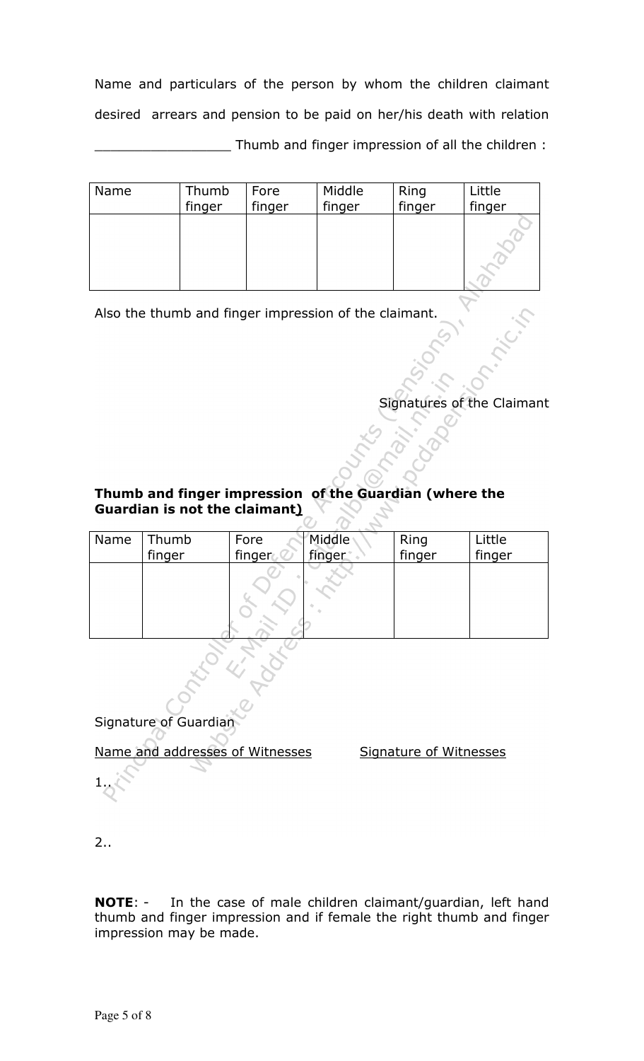Name and particulars of the person by whom the children claimant desired arrears and pension to be paid on her/his death with relation _________________ Thumb and finger impression of all the children :

| Name | Thumb finger | Fore finger | Middle finger | Ring finger | Little finger |
|---|---|---|---|---|---|
| | | | | | |

Also the thumb and finger impression of the claimant.

Signatures of the Claimant

**Thumb and finger impression of the Guardian (where the Guardian is not the claimant)**

| Name | Thumb finger | Fore finger | Middle finger | Ring finger | Little finger |
|---|---|---|---|---|---|
| | | | | | |

Signature of Guardian

<u>Name and addresses of Witnesses</u> <u>Signature of Witnesses</u>

1..

2..

**NOTE**: - In the case of male children claimant/guardian, left hand thumb and finger impression and if female the right thumb and finger impression may be made.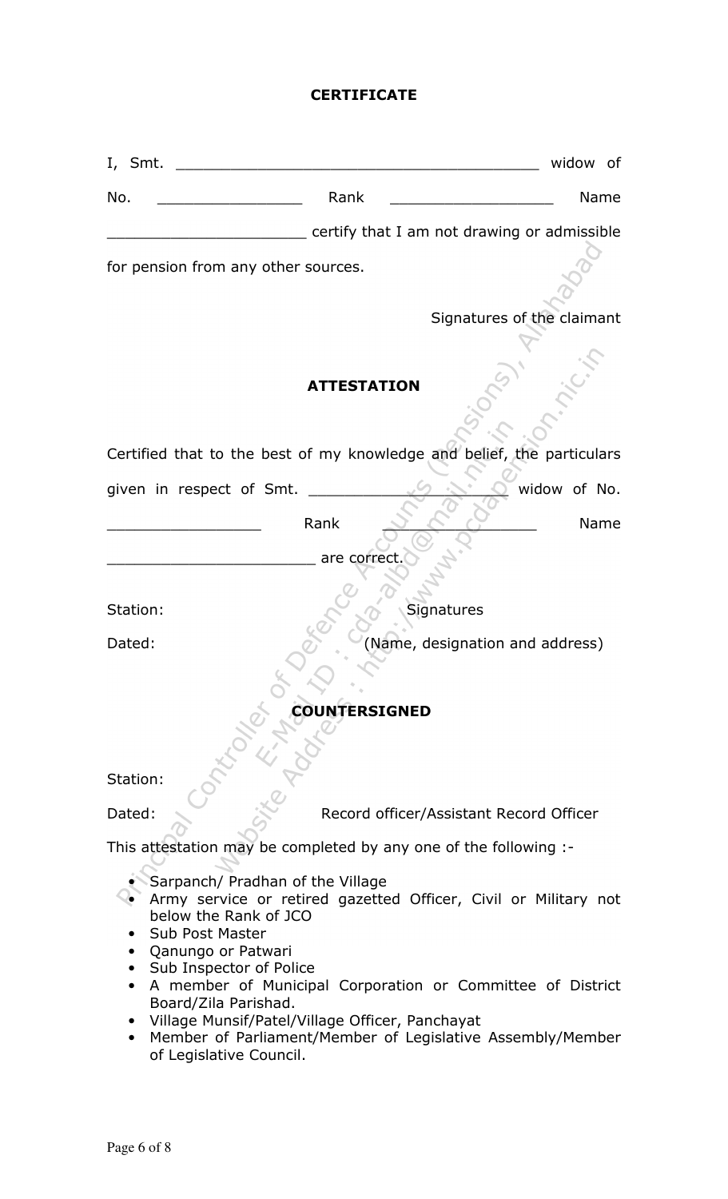## CERTIFICATE

I, Smt. ________________________________________ widow of No. ________________ Rank __________________ Name ______________________ certify that I am not drawing or admissible for pension from any other sources.

Signatures of the claimant

## ATTESTATION

Certified that to the best of my knowledge and belief, the particulars given in respect of Smt. ______________________ widow of No. _________________ Rank _________________ Name _______________________ are correct.

Station: Signatures

Dated: (Name, designation and address)

## COUNTERSIGNED

Station:

Dated: Record officer/Assistant Record Officer

This attestation may be completed by any one of the following :-

- Sarpanch/ Pradhan of the Village
- Army service or retired gazetted Officer, Civil or Military not below the Rank of JCO
- Sub Post Master
- Qanungo or Patwari
- Sub Inspector of Police
- A member of Municipal Corporation or Committee of District Board/Zila Parishad.
- Village Munsif/Patel/Village Officer, Panchayat
- Member of Parliament/Member of Legislative Assembly/Member of Legislative Council.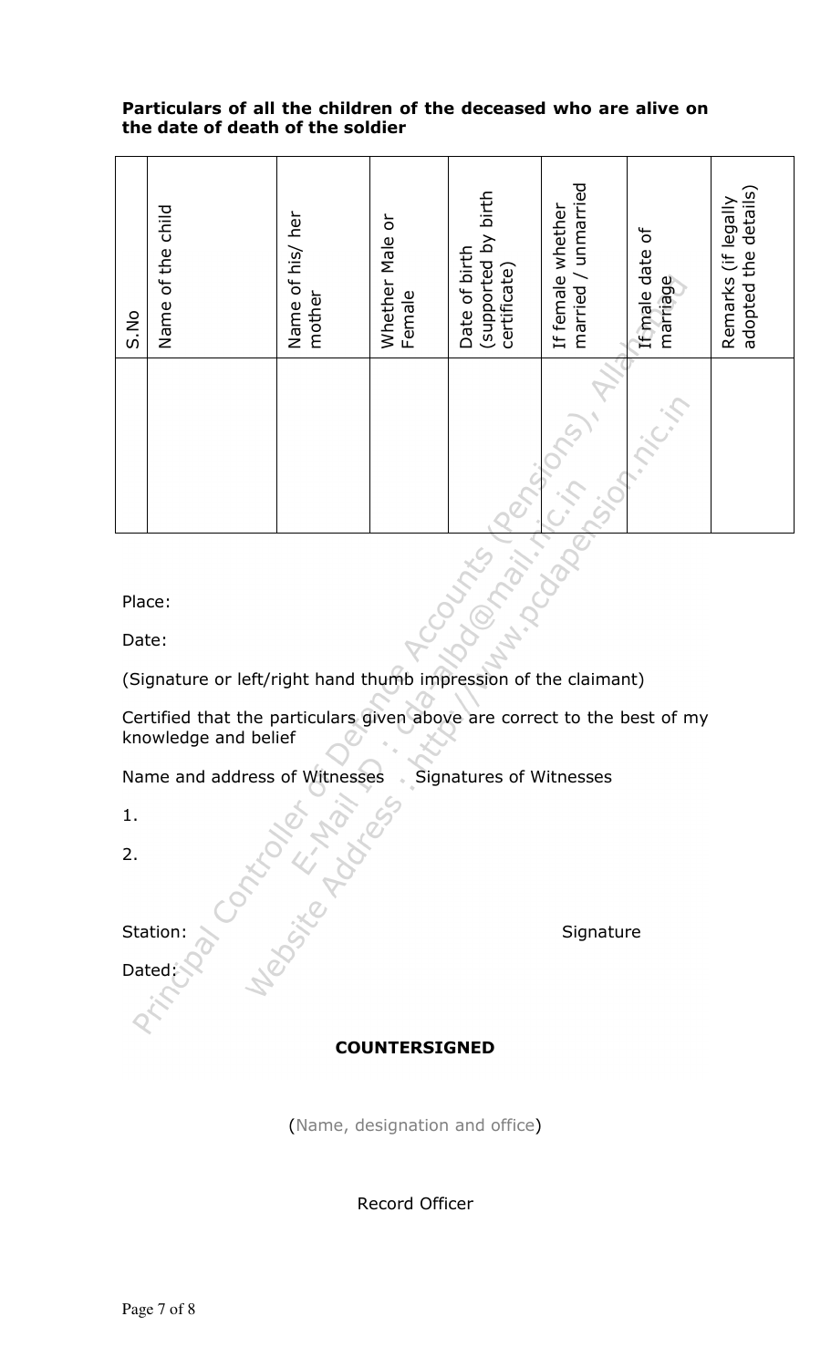**Particulars of all the children of the deceased who are alive on the date of death of the soldier**

| S.No | Name of the child | Name of his/ her mother | Whether Male or Female | Date of birth (supported by birth certificate) | If female whether married / unmarried | If male date of marriage | Remarks (if legally adopted the details) |
|---|---|---|---|---|---|---|---|
| | | | | | | | |

Place:

Date:

(Signature or left/right hand thumb impression of the claimant)

Certified that the particulars given above are correct to the best of my knowledge and belief

Name and address of Witnesses     Signatures of Witnesses

1.

2.

Station:                                                    Signature

Dated:

**COUNTERSIGNED**

(Name, designation and office)

Record Officer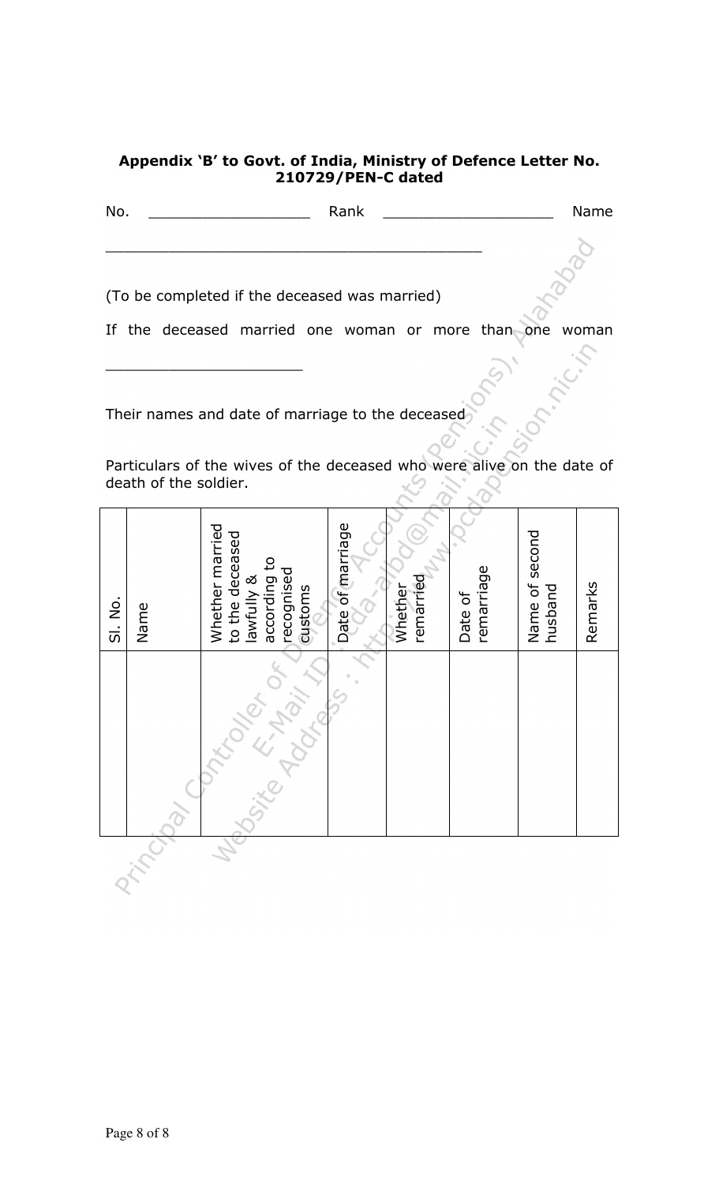**Appendix 'B' to Govt. of India, Ministry of Defence Letter No. 210729/PEN-C dated**

No. __________________ Rank ___________________ Name ___________________________________________

(To be completed if the deceased was married)

If the deceased married one woman or more than one woman ______________________

Their names and date of marriage to the deceased

Particulars of the wives of the deceased who were alive on the date of death of the soldier.

| Sl. No. | Name | Whether married to the deceased lawfully & according to recognised customs | Date of marriage | Whether remarried | Date of remarriage | Name of second husband | Remarks |
|---|---|---|---|---|---|---|---|
| | | | | | | | |